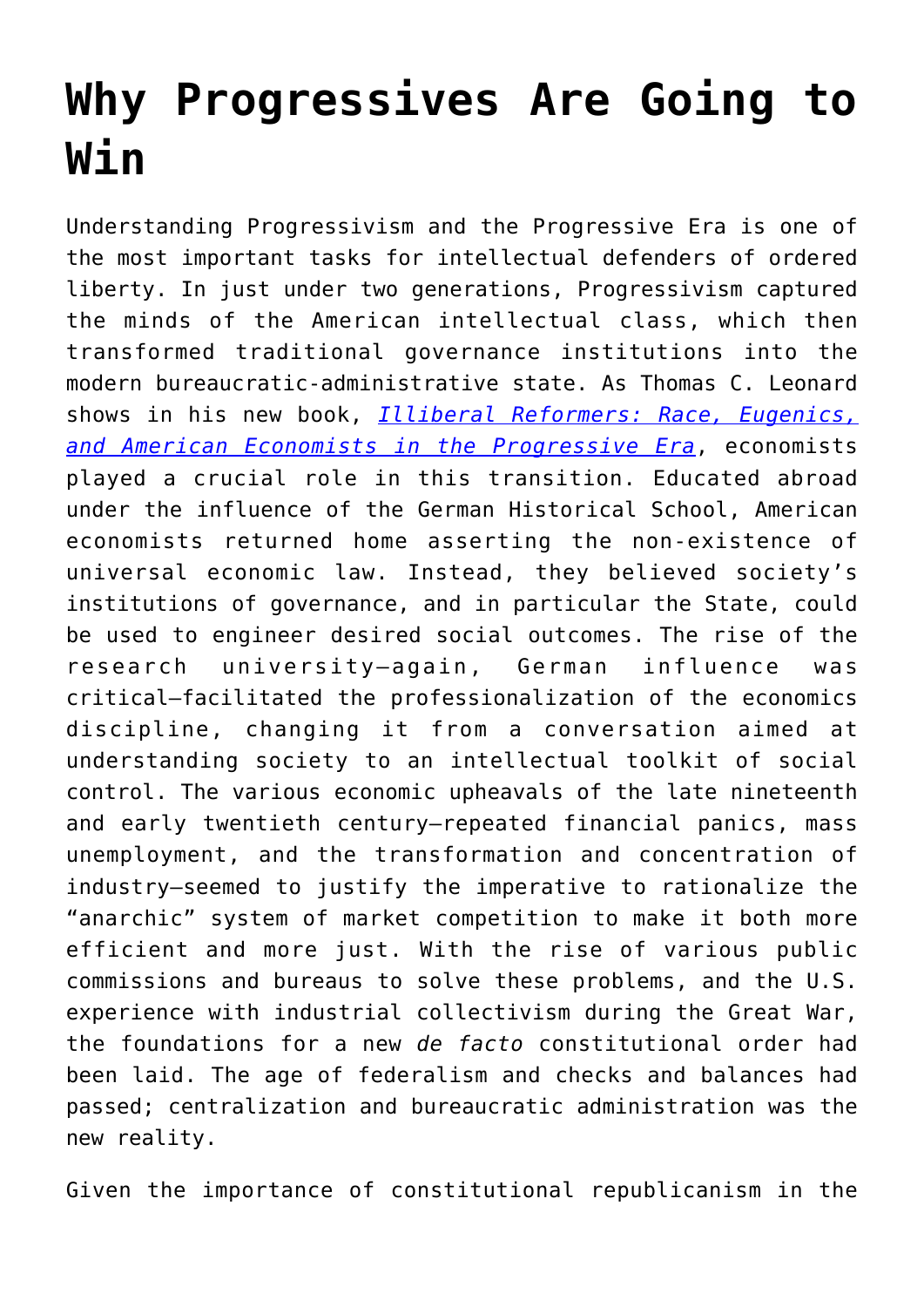# Why Progressives Are Going to Win

Understanding Progressivism and the Progressive Era is one of the most important tasks for intellectual defenders of ordered liberty. In just under two generations, Progressivism captured the minds of the American intellectual class, which then transformed traditional governance institutions into the modern bureaucratic-administrative state. As Thomas C. Leonard shows in his new book, *Illiberal Reformers: Race, Eugenics, and American Economists in the Progressive Era*, economists played a crucial role in this transition. Educated abroad under the influence of the German Historical School, American economists returned home asserting the non-existence of universal economic law. Instead, they believed society's institutions of governance, and in particular the State, could be used to engineer desired social outcomes. The rise of the research university—again, German influence was critical—facilitated the professionalization of the economics discipline, changing it from a conversation aimed at understanding society to an intellectual toolkit of social control. The various economic upheavals of the late nineteenth and early twentieth century—repeated financial panics, mass unemployment, and the transformation and concentration of industry—seemed to justify the imperative to rationalize the "anarchic" system of market competition to make it both more efficient and more just. With the rise of various public commissions and bureaus to solve these problems, and the U.S. experience with industrial collectivism during the Great War, the foundations for a new *de facto* constitutional order had been laid. The age of federalism and checks and balances had passed; centralization and bureaucratic administration was the new reality.

Given the importance of constitutional republicanism in the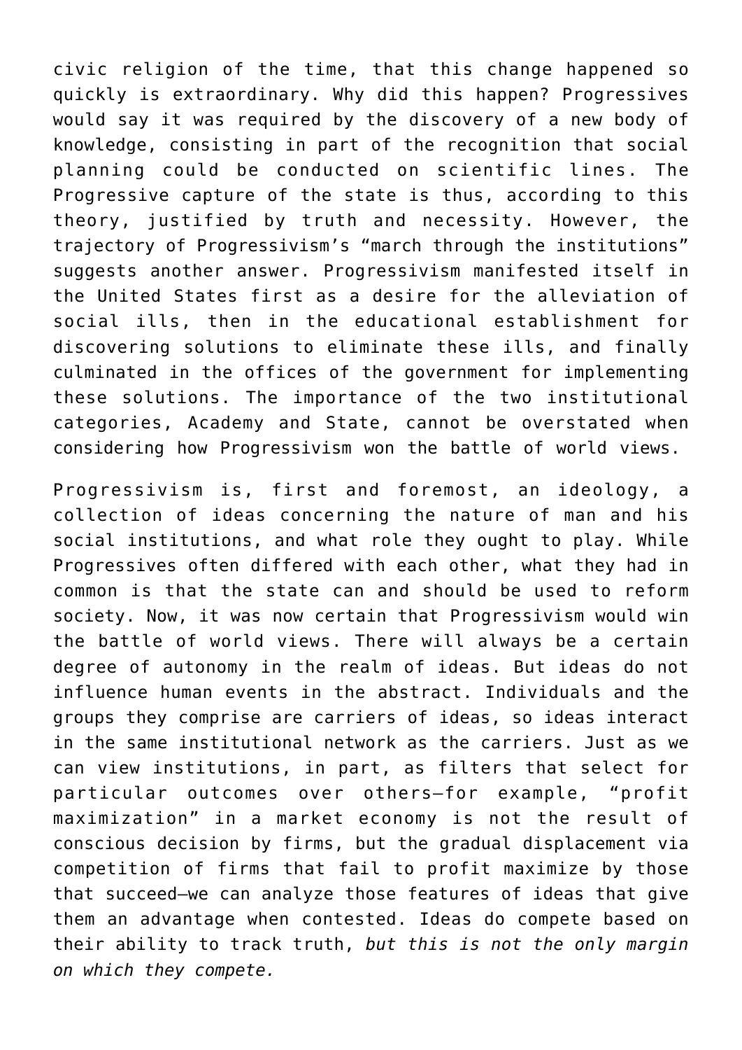civic religion of the time, that this change happened so quickly is extraordinary. Why did this happen? Progressives would say it was required by the discovery of a new body of knowledge, consisting in part of the recognition that social planning could be conducted on scientific lines. The Progressive capture of the state is thus, according to this theory, justified by truth and necessity. However, the trajectory of Progressivism's "march through the institutions" suggests another answer. Progressivism manifested itself in the United States first as a desire for the alleviation of social ills, then in the educational establishment for discovering solutions to eliminate these ills, and finally culminated in the offices of the government for implementing these solutions. The importance of the two institutional categories, Academy and State, cannot be overstated when considering how Progressivism won the battle of world views.

Progressivism is, first and foremost, an ideology, a collection of ideas concerning the nature of man and his social institutions, and what role they ought to play. While Progressives often differed with each other, what they had in common is that the state can and should be used to reform society. Now, it was now certain that Progressivism would win the battle of world views. There will always be a certain degree of autonomy in the realm of ideas. But ideas do not influence human events in the abstract. Individuals and the groups they comprise are carriers of ideas, so ideas interact in the same institutional network as the carriers. Just as we can view institutions, in part, as filters that select for particular outcomes over others—for example, "profit maximization" in a market economy is not the result of conscious decision by firms, but the gradual displacement via competition of firms that fail to profit maximize by those that succeed—we can analyze those features of ideas that give them an advantage when contested. Ideas do compete based on their ability to track truth, *but this is not the only margin on which they compete.*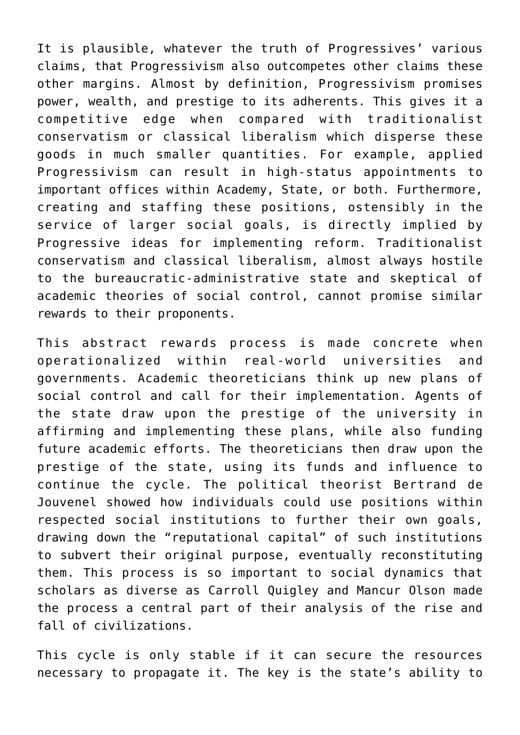It is plausible, whatever the truth of Progressives' various claims, that Progressivism also outcompetes other claims these other margins. Almost by definition, Progressivism promises power, wealth, and prestige to its adherents. This gives it a competitive edge when compared with traditionalist conservatism or classical liberalism which disperse these goods in much smaller quantities. For example, applied Progressivism can result in high-status appointments to important offices within Academy, State, or both. Furthermore, creating and staffing these positions, ostensibly in the service of larger social goals, is directly implied by Progressive ideas for implementing reform. Traditionalist conservatism and classical liberalism, almost always hostile to the bureaucratic-administrative state and skeptical of academic theories of social control, cannot promise similar rewards to their proponents.

This abstract rewards process is made concrete when operationalized within real-world universities and governments. Academic theoreticians think up new plans of social control and call for their implementation. Agents of the state draw upon the prestige of the university in affirming and implementing these plans, while also funding future academic efforts. The theoreticians then draw upon the prestige of the state, using its funds and influence to continue the cycle. The political theorist Bertrand de Jouvenel showed how individuals could use positions within respected social institutions to further their own goals, drawing down the "reputational capital" of such institutions to subvert their original purpose, eventually reconstituting them. This process is so important to social dynamics that scholars as diverse as Carroll Quigley and Mancur Olson made the process a central part of their analysis of the rise and fall of civilizations.

This cycle is only stable if it can secure the resources necessary to propagate it. The key is the state's ability to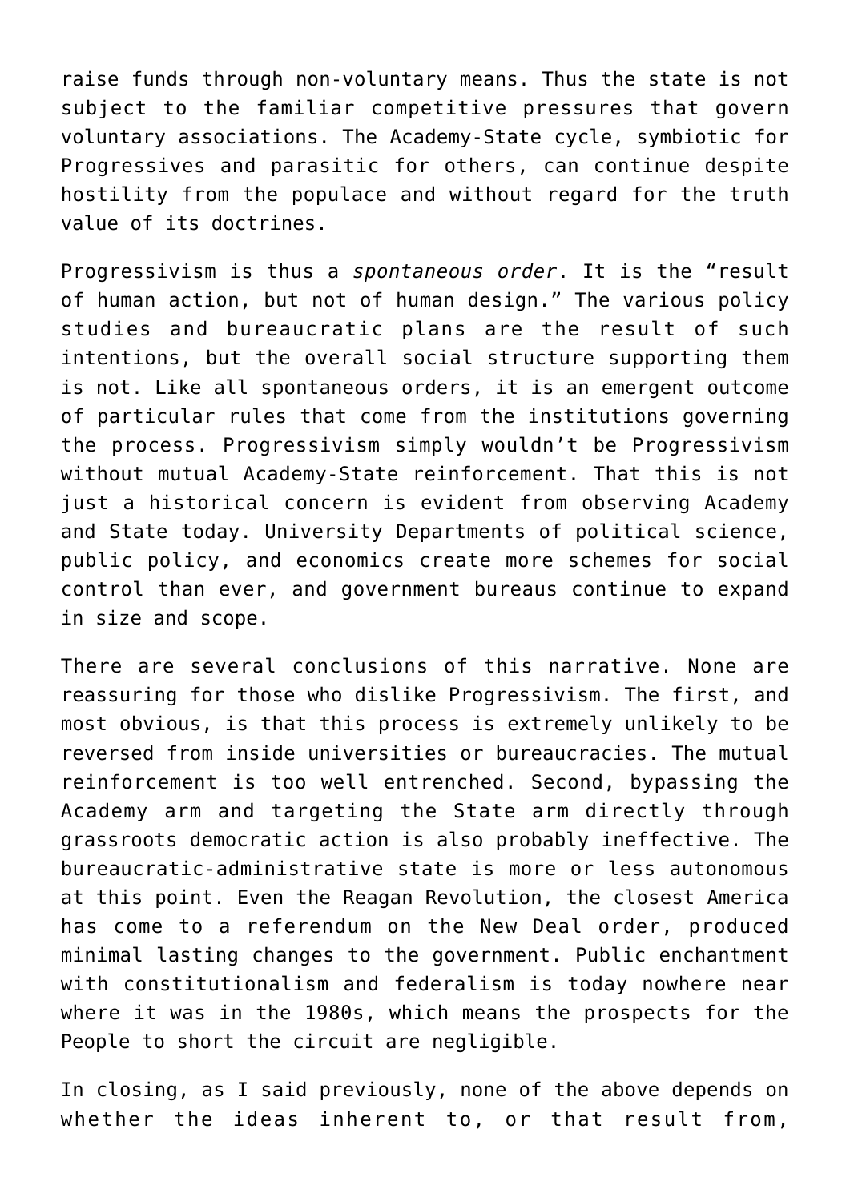raise funds through non-voluntary means. Thus the state is not subject to the familiar competitive pressures that govern voluntary associations. The Academy-State cycle, symbiotic for Progressives and parasitic for others, can continue despite hostility from the populace and without regard for the truth value of its doctrines.

Progressivism is thus a *spontaneous order*. It is the "result of human action, but not of human design." The various policy studies and bureaucratic plans are the result of such intentions, but the overall social structure supporting them is not. Like all spontaneous orders, it is an emergent outcome of particular rules that come from the institutions governing the process. Progressivism simply wouldn't be Progressivism without mutual Academy-State reinforcement. That this is not just a historical concern is evident from observing Academy and State today. University Departments of political science, public policy, and economics create more schemes for social control than ever, and government bureaus continue to expand in size and scope.

There are several conclusions of this narrative. None are reassuring for those who dislike Progressivism. The first, and most obvious, is that this process is extremely unlikely to be reversed from inside universities or bureaucracies. The mutual reinforcement is too well entrenched. Second, bypassing the Academy arm and targeting the State arm directly through grassroots democratic action is also probably ineffective. The bureaucratic-administrative state is more or less autonomous at this point. Even the Reagan Revolution, the closest America has come to a referendum on the New Deal order, produced minimal lasting changes to the government. Public enchantment with constitutionalism and federalism is today nowhere near where it was in the 1980s, which means the prospects for the People to short the circuit are negligible.

In closing, as I said previously, none of the above depends on whether the ideas inherent to, or that result from,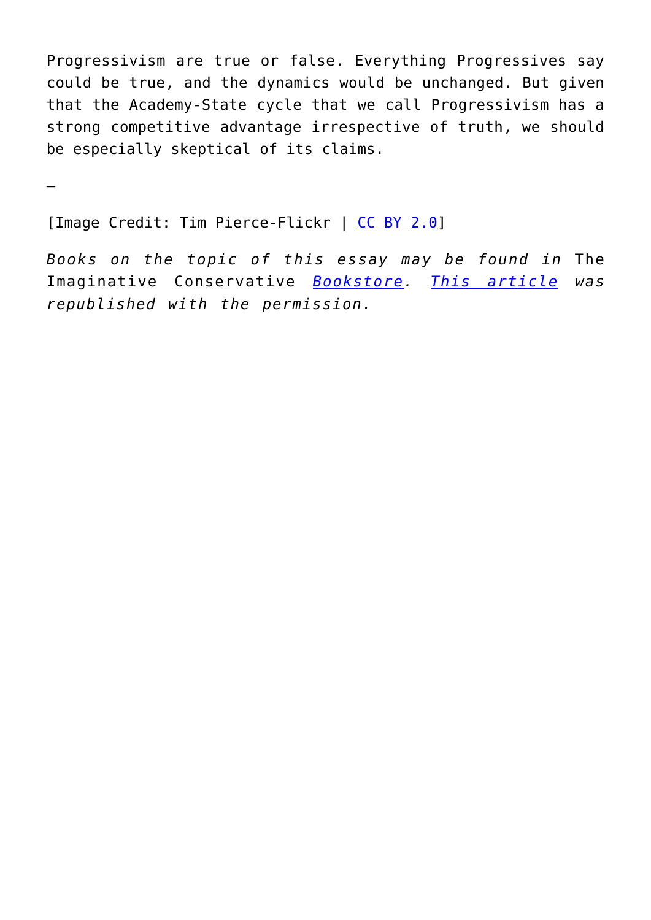Progressivism are true or false. Everything Progressives say could be true, and the dynamics would be unchanged. But given that the Academy-State cycle that we call Progressivism has a strong competitive advantage irrespective of truth, we should be especially skeptical of its claims.

—

[Image Credit: Tim Pierce-Flickr | CC BY 2.0]

*Books on the topic of this essay may be found in* The Imaginative Conservative *Bookstore. This article was republished with the permission.*